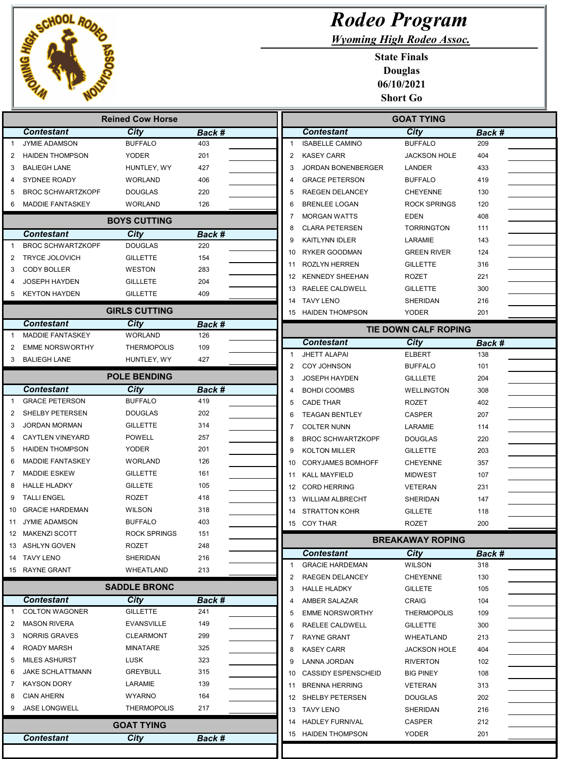# Rodeo Program

***Wyoming High Rodeo Assoc.***

**State Finals**
**Douglas**
**06/10/2021**
**Short Go**

## Reined Cow Horse

| | Contestant | City | Back # | |
|---|---|---|---|---|
| 1 | JYMIE ADAMSON | BUFFALO | 403 | |
| 2 | HAIDEN THOMPSON | YODER | 201 | |
| 3 | BALIEGH LANE | HUNTLEY, WY | 427 | |
| 4 | SYDNEE ROADY | WORLAND | 406 | |
| 5 | BROC SCHWARTZKOPF | DOUGLAS | 220 | |
| 6 | MADDIE FANTASKEY | WORLAND | 126 | |

## BOYS CUTTING

| | Contestant | City | Back # | |
|---|---|---|---|---|
| 1 | BROC SCHWARTZKOPF | DOUGLAS | 220 | |
| 2 | TRYCE JOLOVICH | GILLETTE | 154 | |
| 3 | CODY BOLLER | WESTON | 283 | |
| 4 | JOSEPH HAYDEN | GILLLETE | 204 | |
| 5 | KEYTON HAYDEN | GILLETTE | 409 | |

## GIRLS CUTTING

| | Contestant | City | Back # | |
|---|---|---|---|---|
| 1 | MADDIE FANTASKEY | WORLAND | 126 | |
| 2 | EMME NORSWORTHY | THERMOPOLIS | 109 | |
| 3 | BALIEGH LANE | HUNTLEY, WY | 427 | |

## POLE BENDING

| | Contestant | City | Back # | |
|---|---|---|---|---|
| 1 | GRACE PETERSON | BUFFALO | 419 | |
| 2 | SHELBY PETERSEN | DOUGLAS | 202 | |
| 3 | JORDAN MORMAN | GILLETTE | 314 | |
| 4 | CAYTLEN VINEYARD | POWELL | 257 | |
| 5 | HAIDEN THOMPSON | YODER | 201 | |
| 6 | MADDIE FANTASKEY | WORLAND | 126 | |
| 7 | MADDIE ESKEW | GILLETTE | 161 | |
| 8 | HALLE HLADKY | GILLETTE | 105 | |
| 9 | TALLI ENGEL | ROZET | 418 | |
| 10 | GRACIE HARDEMAN | WILSON | 318 | |
| 11 | JYMIE ADAMSON | BUFFALO | 403 | |
| 12 | MAKENZI SCOTT | ROCK SPRINGS | 151 | |
| 13 | ASHLYN GOVEN | ROZET | 248 | |
| 14 | TAVY LENO | SHERIDAN | 216 | |
| 15 | RAYNE GRANT | WHEATLAND | 213 | |

## SADDLE BRONC

| | Contestant | City | Back # | |
|---|---|---|---|---|
| 1 | COLTON WAGONER | GILLETTE | 241 | |
| 2 | MASON RIVERA | EVANSVILLE | 149 | |
| 3 | NORRIS GRAVES | CLEARMONT | 299 | |
| 4 | ROADY MARSH | MINATARE | 325 | |
| 5 | MILES ASHURST | LUSK | 323 | |
| 6 | JAKE SCHLATTMANN | GREYBULL | 315 | |
| 7 | KAYSON DORY | LARAMIE | 139 | |
| 8 | CIAN AHERN | WYARNO | 164 | |
| 9 | JASE LONGWELL | THERMOPOLIS | 217 | |

## GOAT TYING

| | Contestant | City | Back # | |
|---|---|---|---|---|
| 1 | ISABELLE CAMINO | BUFFALO | 209 | |
| 2 | KASEY CARR | JACKSON HOLE | 404 | |
| 3 | JORDAN BONENBERGER | LANDER | 433 | |
| 4 | GRACE PETERSON | BUFFALO | 419 | |
| 5 | RAEGEN DELANCEY | CHEYENNE | 130 | |
| 6 | BRENLEE LOGAN | ROCK SPRINGS | 120 | |
| 7 | MORGAN WATTS | EDEN | 408 | |
| 8 | CLARA PETERSEN | TORRINGTON | 111 | |
| 9 | KAITLYNN IDLER | LARAMIE | 143 | |
| 10 | RYKER GOODMAN | GREEN RIVER | 124 | |
| 11 | ROZLYN HERREN | GILLETTE | 316 | |
| 12 | KENNEDY SHEEHAN | ROZET | 221 | |
| 13 | RAELEE CALDWELL | GILLETTE | 300 | |
| 14 | TAVY LENO | SHERIDAN | 216 | |
| 15 | HAIDEN THOMPSON | YODER | 201 | |

## TIE DOWN CALF ROPING

| | Contestant | City | Back # | |
|---|---|---|---|---|
| 1 | JHETT ALAPAI | ELBERT | 138 | |
| 2 | COY JOHNSON | BUFFALO | 101 | |
| 3 | JOSEPH HAYDEN | GILLLETE | 204 | |
| 4 | BOHDI COOMBS | WELLINGTON | 308 | |
| 5 | CADE THAR | ROZET | 402 | |
| 6 | TEAGAN BENTLEY | CASPER | 207 | |
| 7 | COLTER NUNN | LARAMIE | 114 | |
| 8 | BROC SCHWARTZKOPF | DOUGLAS | 220 | |
| 9 | KOLTON MILLER | GILLETTE | 203 | |
| 10 | CORYJAMES BOMHOFF | CHEYENNE | 357 | |
| 11 | KALL MAYFIELD | MIDWEST | 107 | |
| 12 | CORD HERRING | VETERAN | 231 | |
| 13 | WILLIAM ALBRECHT | SHERIDAN | 147 | |
| 14 | STRATTON KOHR | GILLETE | 118 | |
| 15 | COY THAR | ROZET | 200 | |

## BREAKAWAY ROPING

| | Contestant | City | Back # | |
|---|---|---|---|---|
| 1 | GRACIE HARDEMAN | WILSON | 318 | |
| 2 | RAEGEN DELANCEY | CHEYENNE | 130 | |
| 3 | HALLE HLADKY | GILLETE | 105 | |
| 4 | AMBER SALAZAR | CRAIG | 104 | |
| 5 | EMME NORSWORTHY | THERMOPOLIS | 109 | |
| 6 | RAELEE CALDWELL | GILLETTE | 300 | |
| 7 | RAYNE GRANT | WHEATLAND | 213 | |
| 8 | KASEY CARR | JACKSON HOLE | 404 | |
| 9 | LANNA JORDAN | RIVERTON | 102 | |
| 10 | CASSIDY ESPENSCHEID | BIG PINEY | 108 | |
| 11 | BRENNA HERRING | VETERAN | 313 | |
| 12 | SHELBY PETERSEN | DOUGLAS | 202 | |
| 13 | TAVY LENO | SHERIDAN | 216 | |
| 14 | HADLEY FURNIVAL | CASPER | 212 | |
| 15 | HAIDEN THOMPSON | YODER | 201 | |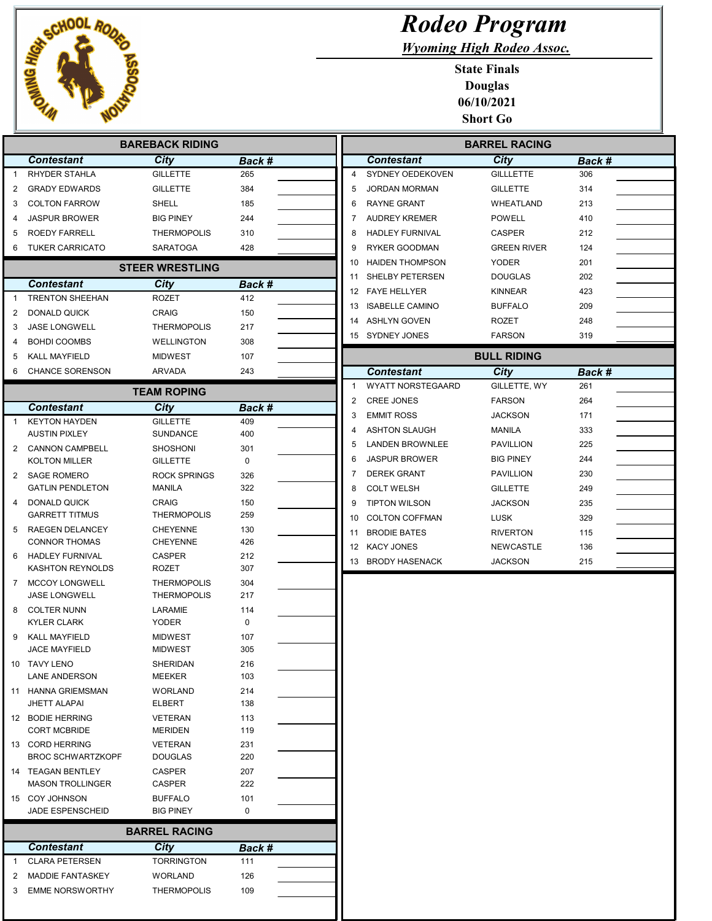# Rodeo Program

## *Wyoming High Rodeo Assoc.*

**State Finals**
**Douglas**
**06/10/2021**
**Short Go**

### BAREBACK RIDING

| | Contestant | City | Back # |
|---|---|---|---|
| 1 | RHYDER STAHLA | GILLETTE | 265 |
| 2 | GRADY EDWARDS | GILLETTE | 384 |
| 3 | COLTON FARROW | SHELL | 185 |
| 4 | JASPUR BROWER | BIG PINEY | 244 |
| 5 | ROEDY FARRELL | THERMOPOLIS | 310 |
| 6 | TUKER CARRICATO | SARATOGA | 428 |

### STEER WRESTLING

| | Contestant | City | Back # |
|---|---|---|---|
| 1 | TRENTON SHEEHAN | ROZET | 412 |
| 2 | DONALD QUICK | CRAIG | 150 |
| 3 | JASE LONGWELL | THERMOPOLIS | 217 |
| 4 | BOHDI COOMBS | WELLINGTON | 308 |
| 5 | KALL MAYFIELD | MIDWEST | 107 |
| 6 | CHANCE SORENSON | ARVADA | 243 |

### TEAM ROPING

| | Contestant | City | Back # |
|---|---|---|---|
| 1 | KEYTON HAYDEN | GILLETTE | 409 |
| | AUSTIN PIXLEY | SUNDANCE | 400 |
| 2 | CANNON CAMPBELL | SHOSHONI | 301 |
| | KOLTON MILLER | GILLETTE | 0 |
| 2 | SAGE ROMERO | ROCK SPRINGS | 326 |
| | GATLIN PENDLETON | MANILA | 322 |
| 4 | DONALD QUICK | CRAIG | 150 |
| | GARRETT TITMUS | THERMOPOLIS | 259 |
| 5 | RAEGEN DELANCEY | CHEYENNE | 130 |
| | CONNOR THOMAS | CHEYENNE | 426 |
| 6 | HADLEY FURNIVAL | CASPER | 212 |
| | KASHTON REYNOLDS | ROZET | 307 |
| 7 | MCCOY LONGWELL | THERMOPOLIS | 304 |
| | JASE LONGWELL | THERMOPOLIS | 217 |
| 8 | COLTER NUNN | LARAMIE | 114 |
| | KYLER CLARK | YODER | 0 |
| 9 | KALL MAYFIELD | MIDWEST | 107 |
| | JACE MAYFIELD | MIDWEST | 305 |
| 10 | TAVY LENO | SHERIDAN | 216 |
| | LANE ANDERSON | MEEKER | 103 |
| 11 | HANNA GRIEMSMAN | WORLAND | 214 |
| | JHETT ALAPAI | ELBERT | 138 |
| 12 | BODIE HERRING | VETERAN | 113 |
| | CORT MCBRIDE | MERIDEN | 119 |
| 13 | CORD HERRING | VETERAN | 231 |
| | BROC SCHWARTZKOPF | DOUGLAS | 220 |
| 14 | TEAGAN BENTLEY | CASPER | 207 |
| | MASON TROLLINGER | CASPER | 222 |
| 15 | COY JOHNSON | BUFFALO | 101 |
| | JADE ESPENSCHEID | BIG PINEY | 0 |

### BARREL RACING

| | Contestant | City | Back # |
|---|---|---|---|
| 1 | CLARA PETERSEN | TORRINGTON | 111 |
| 2 | MADDIE FANTASKEY | WORLAND | 126 |
| 3 | EMME NORSWORTHY | THERMOPOLIS | 109 |
| 4 | SYDNEY OEDEKOVEN | GILLLETTE | 306 |
| 5 | JORDAN MORMAN | GILLETTE | 314 |
| 6 | RAYNE GRANT | WHEATLAND | 213 |
| 7 | AUDREY KREMER | POWELL | 410 |
| 8 | HADLEY FURNIVAL | CASPER | 212 |
| 9 | RYKER GOODMAN | GREEN RIVER | 124 |
| 10 | HAIDEN THOMPSON | YODER | 201 |
| 11 | SHELBY PETERSEN | DOUGLAS | 202 |
| 12 | FAYE HELLYER | KINNEAR | 423 |
| 13 | ISABELLE CAMINO | BUFFALO | 209 |
| 14 | ASHLYN GOVEN | ROZET | 248 |
| 15 | SYDNEY JONES | FARSON | 319 |

### BULL RIDING

| | Contestant | City | Back # |
|---|---|---|---|
| 1 | WYATT NORSTEGAARD | GILLETTE, WY | 261 |
| 2 | CREE JONES | FARSON | 264 |
| 3 | EMMIT ROSS | JACKSON | 171 |
| 4 | ASHTON SLAUGH | MANILA | 333 |
| 5 | LANDEN BROWNLEE | PAVILLION | 225 |
| 6 | JASPUR BROWER | BIG PINEY | 244 |
| 7 | DEREK GRANT | PAVILLION | 230 |
| 8 | COLT WELSH | GILLETTE | 249 |
| 9 | TIPTON WILSON | JACKSON | 235 |
| 10 | COLTON COFFMAN | LUSK | 329 |
| 11 | BRODIE BATES | RIVERTON | 115 |
| 12 | KACY JONES | NEWCASTLE | 136 |
| 13 | BRODY HASENACK | JACKSON | 215 |